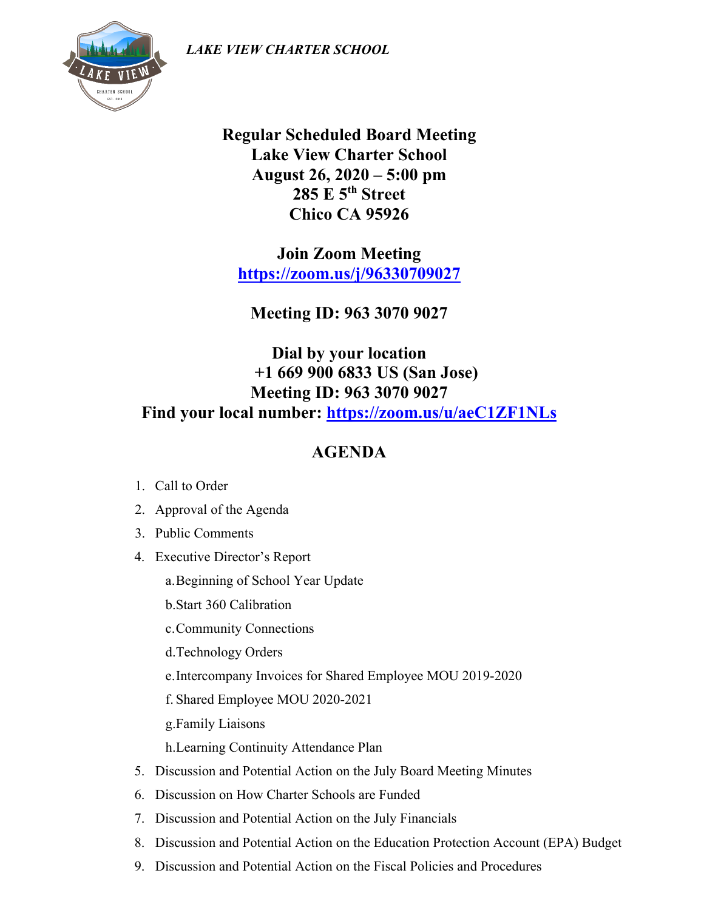*LAKE VIEW CHARTER SCHOOL*

**Regular Scheduled Board Meeting**
**Lake View Charter School**
**August 26, 2020 – 5:00 pm**
**285 E 5th Street**
**Chico CA 95926**

**Join Zoom Meeting**
**https://zoom.us/j/96330709027**

**Meeting ID: 963 3070 9027**

**Dial by your location**
**+1 669 900 6833 US (San Jose)**
**Meeting ID: 963 3070 9027**
**Find your local number: https://zoom.us/u/aeC1ZF1NLs**

## AGENDA

1. Call to Order
2. Approval of the Agenda
3. Public Comments
4. Executive Director's Report
   a. Beginning of School Year Update
   b. Start 360 Calibration
   c. Community Connections
   d. Technology Orders
   e. Intercompany Invoices for Shared Employee MOU 2019-2020
   f. Shared Employee MOU 2020-2021
   g. Family Liaisons
   h. Learning Continuity Attendance Plan
5. Discussion and Potential Action on the July Board Meeting Minutes
6. Discussion on How Charter Schools are Funded
7. Discussion and Potential Action on the July Financials
8. Discussion and Potential Action on the Education Protection Account (EPA) Budget
9. Discussion and Potential Action on the Fiscal Policies and Procedures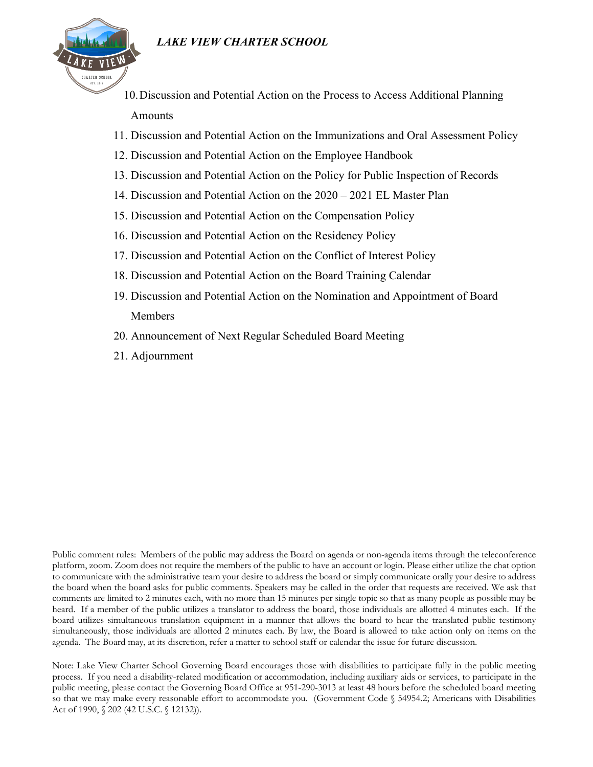10. Discussion and Potential Action on the Process to Access Additional Planning Amounts
11. Discussion and Potential Action on the Immunizations and Oral Assessment Policy
12. Discussion and Potential Action on the Employee Handbook
13. Discussion and Potential Action on the Policy for Public Inspection of Records
14. Discussion and Potential Action on the 2020 – 2021 EL Master Plan
15. Discussion and Potential Action on the Compensation Policy
16. Discussion and Potential Action on the Residency Policy
17. Discussion and Potential Action on the Conflict of Interest Policy
18. Discussion and Potential Action on the Board Training Calendar
19. Discussion and Potential Action on the Nomination and Appointment of Board Members
20. Announcement of Next Regular Scheduled Board Meeting
21. Adjournment

Public comment rules: Members of the public may address the Board on agenda or non-agenda items through the teleconference platform, zoom. Zoom does not require the members of the public to have an account or login. Please either utilize the chat option to communicate with the administrative team your desire to address the board or simply communicate orally your desire to address the board when the board asks for public comments. Speakers may be called in the order that requests are received. We ask that comments are limited to 2 minutes each, with no more than 15 minutes per single topic so that as many people as possible may be heard. If a member of the public utilizes a translator to address the board, those individuals are allotted 4 minutes each. If the board utilizes simultaneous translation equipment in a manner that allows the board to hear the translated public testimony simultaneously, those individuals are allotted 2 minutes each. By law, the Board is allowed to take action only on items on the agenda. The Board may, at its discretion, refer a matter to school staff or calendar the issue for future discussion.

Note: Lake View Charter School Governing Board encourages those with disabilities to participate fully in the public meeting process. If you need a disability-related modification or accommodation, including auxiliary aids or services, to participate in the public meeting, please contact the Governing Board Office at 951-290-3013 at least 48 hours before the scheduled board meeting so that we may make every reasonable effort to accommodate you. (Government Code § 54954.2; Americans with Disabilities Act of 1990, § 202 (42 U.S.C. § 12132)).